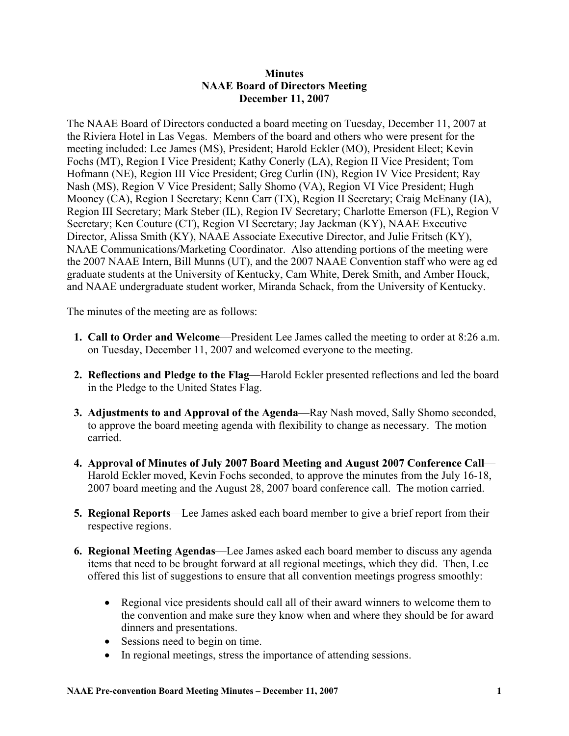**Minutes**
**NAAE Board of Directors Meeting**
**December 11, 2007**

The NAAE Board of Directors conducted a board meeting on Tuesday, December 11, 2007 at the Riviera Hotel in Las Vegas. Members of the board and others who were present for the meeting included: Lee James (MS), President; Harold Eckler (MO), President Elect; Kevin Fochs (MT), Region I Vice President; Kathy Conerly (LA), Region II Vice President; Tom Hofmann (NE), Region III Vice President; Greg Curlin (IN), Region IV Vice President; Ray Nash (MS), Region V Vice President; Sally Shomo (VA), Region VI Vice President; Hugh Mooney (CA), Region I Secretary; Kenn Carr (TX), Region II Secretary; Craig McEnany (IA), Region III Secretary; Mark Steber (IL), Region IV Secretary; Charlotte Emerson (FL), Region V Secretary; Ken Couture (CT), Region VI Secretary; Jay Jackman (KY), NAAE Executive Director, Alissa Smith (KY), NAAE Associate Executive Director, and Julie Fritsch (KY), NAAE Communications/Marketing Coordinator. Also attending portions of the meeting were the 2007 NAAE Intern, Bill Munns (UT), and the 2007 NAAE Convention staff who were ag ed graduate students at the University of Kentucky, Cam White, Derek Smith, and Amber Houck, and NAAE undergraduate student worker, Miranda Schack, from the University of Kentucky.

The minutes of the meeting are as follows:

1. **Call to Order and Welcome**—President Lee James called the meeting to order at 8:26 a.m. on Tuesday, December 11, 2007 and welcomed everyone to the meeting.

2. **Reflections and Pledge to the Flag**—Harold Eckler presented reflections and led the board in the Pledge to the United States Flag.

3. **Adjustments to and Approval of the Agenda**—Ray Nash moved, Sally Shomo seconded, to approve the board meeting agenda with flexibility to change as necessary. The motion carried.

4. **Approval of Minutes of July 2007 Board Meeting and August 2007 Conference Call**—Harold Eckler moved, Kevin Fochs seconded, to approve the minutes from the July 16-18, 2007 board meeting and the August 28, 2007 board conference call. The motion carried.

5. **Regional Reports**—Lee James asked each board member to give a brief report from their respective regions.

6. **Regional Meeting Agendas**—Lee James asked each board member to discuss any agenda items that need to be brought forward at all regional meetings, which they did. Then, Lee offered this list of suggestions to ensure that all convention meetings progress smoothly:

    - Regional vice presidents should call all of their award winners to welcome them to the convention and make sure they know when and where they should be for award dinners and presentations.
    - Sessions need to begin on time.
    - In regional meetings, stress the importance of attending sessions.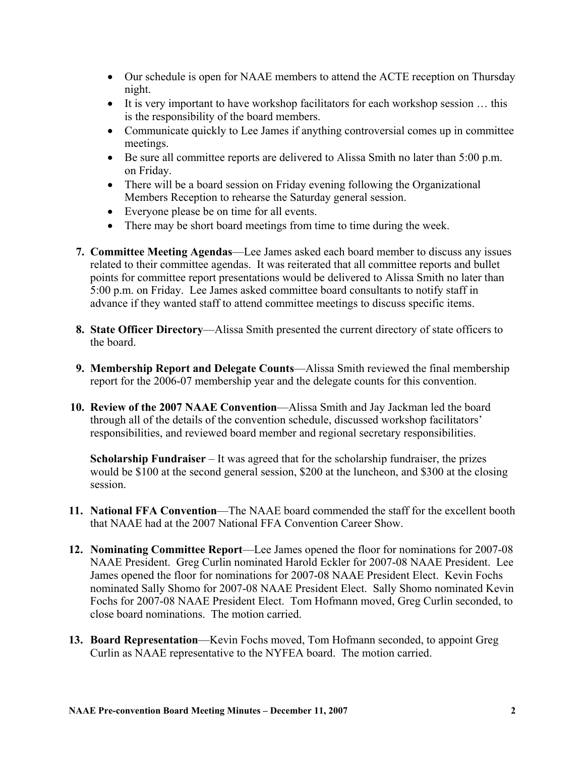- Our schedule is open for NAAE members to attend the ACTE reception on Thursday night.
- It is very important to have workshop facilitators for each workshop session … this is the responsibility of the board members.
- Communicate quickly to Lee James if anything controversial comes up in committee meetings.
- Be sure all committee reports are delivered to Alissa Smith no later than 5:00 p.m. on Friday.
- There will be a board session on Friday evening following the Organizational Members Reception to rehearse the Saturday general session.
- Everyone please be on time for all events.
- There may be short board meetings from time to time during the week.

7. **Committee Meeting Agendas**—Lee James asked each board member to discuss any issues related to their committee agendas. It was reiterated that all committee reports and bullet points for committee report presentations would be delivered to Alissa Smith no later than 5:00 p.m. on Friday. Lee James asked committee board consultants to notify staff in advance if they wanted staff to attend committee meetings to discuss specific items.

8. **State Officer Directory**—Alissa Smith presented the current directory of state officers to the board.

9. **Membership Report and Delegate Counts**—Alissa Smith reviewed the final membership report for the 2006-07 membership year and the delegate counts for this convention.

10. **Review of the 2007 NAAE Convention**—Alissa Smith and Jay Jackman led the board through all of the details of the convention schedule, discussed workshop facilitators' responsibilities, and reviewed board member and regional secretary responsibilities.

    **Scholarship Fundraiser** – It was agreed that for the scholarship fundraiser, the prizes would be $100 at the second general session, $200 at the luncheon, and $300 at the closing session.

11. **National FFA Convention**—The NAAE board commended the staff for the excellent booth that NAAE had at the 2007 National FFA Convention Career Show.

12. **Nominating Committee Report**—Lee James opened the floor for nominations for 2007-08 NAAE President. Greg Curlin nominated Harold Eckler for 2007-08 NAAE President. Lee James opened the floor for nominations for 2007-08 NAAE President Elect. Kevin Fochs nominated Sally Shomo for 2007-08 NAAE President Elect. Sally Shomo nominated Kevin Fochs for 2007-08 NAAE President Elect. Tom Hofmann moved, Greg Curlin seconded, to close board nominations. The motion carried.

13. **Board Representation**—Kevin Fochs moved, Tom Hofmann seconded, to appoint Greg Curlin as NAAE representative to the NYFEA board. The motion carried.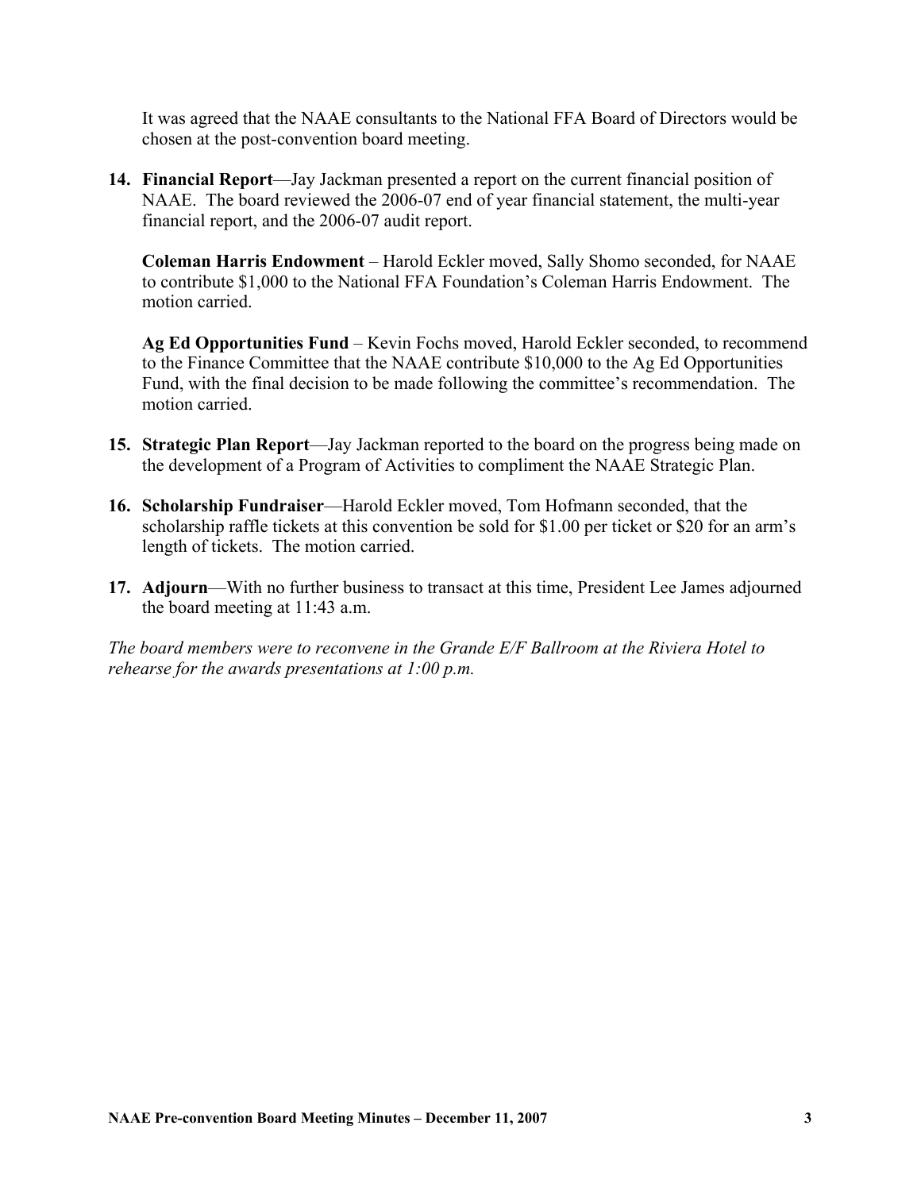It was agreed that the NAAE consultants to the National FFA Board of Directors would be chosen at the post-convention board meeting.

14. **Financial Report**—Jay Jackman presented a report on the current financial position of NAAE. The board reviewed the 2006-07 end of year financial statement, the multi-year financial report, and the 2006-07 audit report.

    **Coleman Harris Endowment** – Harold Eckler moved, Sally Shomo seconded, for NAAE to contribute $1,000 to the National FFA Foundation's Coleman Harris Endowment. The motion carried.

    **Ag Ed Opportunities Fund** – Kevin Fochs moved, Harold Eckler seconded, to recommend to the Finance Committee that the NAAE contribute $10,000 to the Ag Ed Opportunities Fund, with the final decision to be made following the committee's recommendation. The motion carried.

15. **Strategic Plan Report**—Jay Jackman reported to the board on the progress being made on the development of a Program of Activities to compliment the NAAE Strategic Plan.

16. **Scholarship Fundraiser**—Harold Eckler moved, Tom Hofmann seconded, that the scholarship raffle tickets at this convention be sold for $1.00 per ticket or $20 for an arm's length of tickets. The motion carried.

17. **Adjourn**—With no further business to transact at this time, President Lee James adjourned the board meeting at 11:43 a.m.

*The board members were to reconvene in the Grande E/F Ballroom at the Riviera Hotel to rehearse for the awards presentations at 1:00 p.m.*